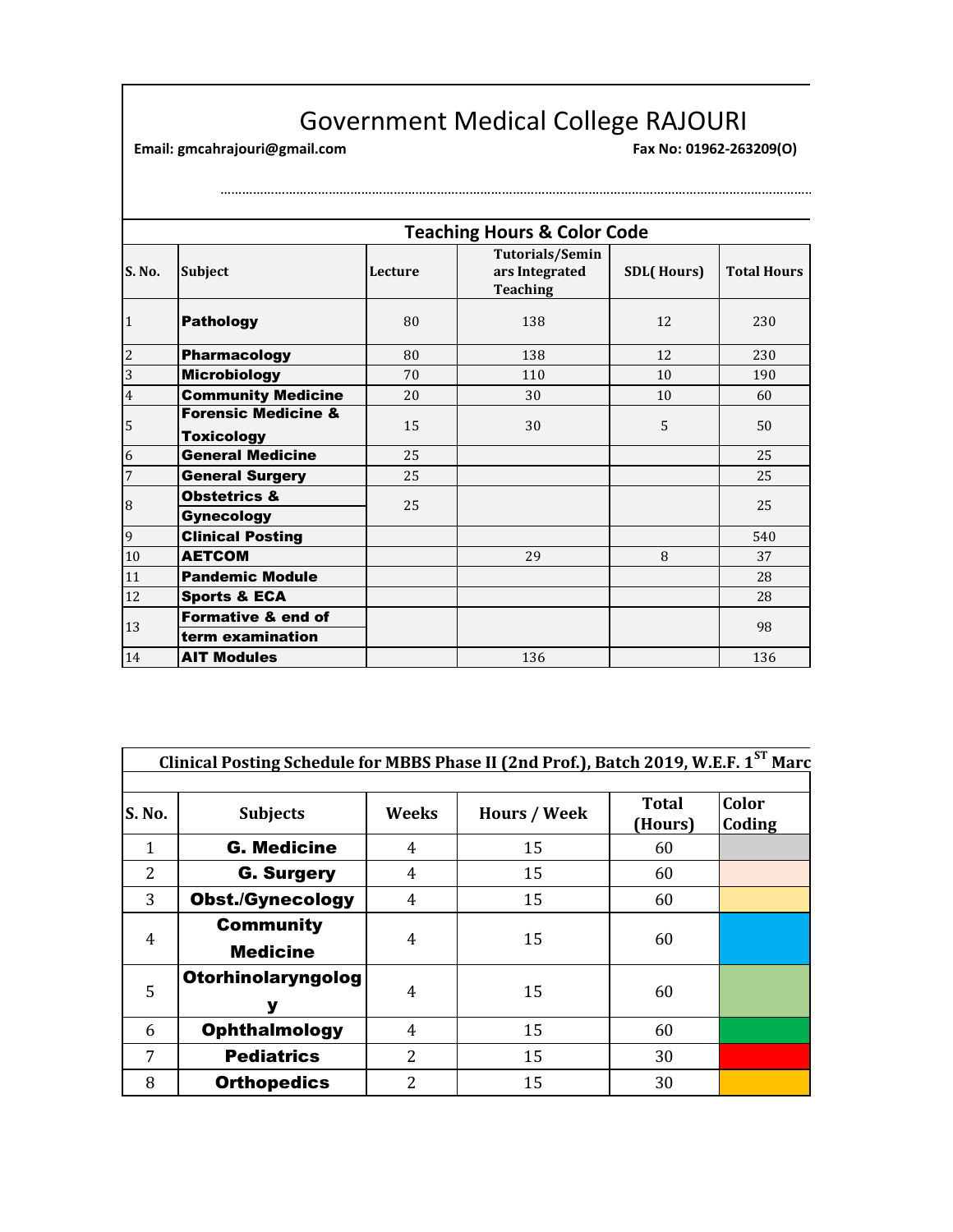# Government Medical College RAJOURI

**Email: gmcahrajouri@gmail.com** **Fax No: 01962-263209(O)**

## Teaching Hours & Color Code

| S. No. | Subject | Lecture | Tutorials/Seminars Integrated Teaching | SDL( Hours) | Total Hours |
|---|---|---|---|---|---|
| 1 | **Pathology** | 80 | 138 | 12 | 230 |
| 2 | **Pharmacology** | 80 | 138 | 12 | 230 |
| 3 | **Microbiology** | 70 | 110 | 10 | 190 |
| 4 | **Community Medicine** | 20 | 30 | 10 | 60 |
| 5 | **Forensic Medicine & Toxicology** | 15 | 30 | 5 | 50 |
| 6 | **General Medicine** | 25 | | | 25 |
| 7 | **General Surgery** | 25 | | | 25 |
| 8 | **Obstetrics & Gynecology** | 25 | | | 25 |
| 9 | **Clinical Posting** | | | | 540 |
| 10 | **AETCOM** | | 29 | 8 | 37 |
| 11 | **Pandemic Module** | | | | 28 |
| 12 | **Sports & ECA** | | | | 28 |
| 13 | **Formative & end of term examination** | | | | 98 |
| 14 | **AIT Modules** | | 136 | | 136 |

**Clinical Posting Schedule for MBBS Phase II (2nd Prof.), Batch 2019, W.E.F. 1ST Marc**

| S. No. | Subjects | Weeks | Hours / Week | Total (Hours) | Color Coding |
|---|---|---|---|---|---|
| 1 | **G. Medicine** | 4 | 15 | 60 | |
| 2 | **G. Surgery** | 4 | 15 | 60 | |
| 3 | **Obst./Gynecology** | 4 | 15 | 60 | |
| 4 | **Community Medicine** | 4 | 15 | 60 | |
| 5 | **Otorhinolaryngology** | 4 | 15 | 60 | |
| 6 | **Ophthalmology** | 4 | 15 | 60 | |
| 7 | **Pediatrics** | 2 | 15 | 30 | |
| 8 | **Orthopedics** | 2 | 15 | 30 | |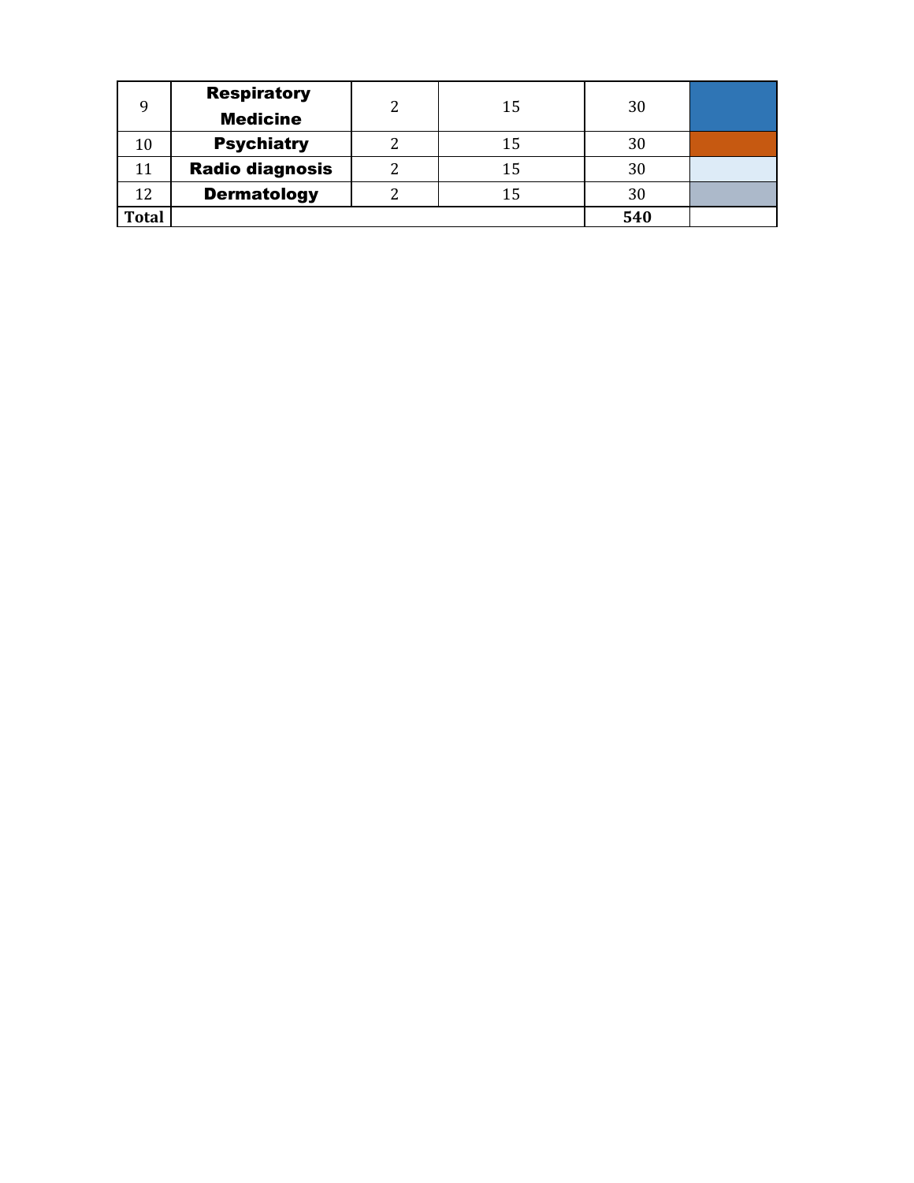| | | | | | |
|---|---|---|---|---|---|
| 9 | **Respiratory Medicine** | 2 | 15 | 30 | |
| 10 | **Psychiatry** | 2 | 15 | 30 | |
| 11 | **Radio diagnosis** | 2 | 15 | 30 | |
| 12 | **Dermatology** | 2 | 15 | 30 | |
| **Total** | | | | **540** | |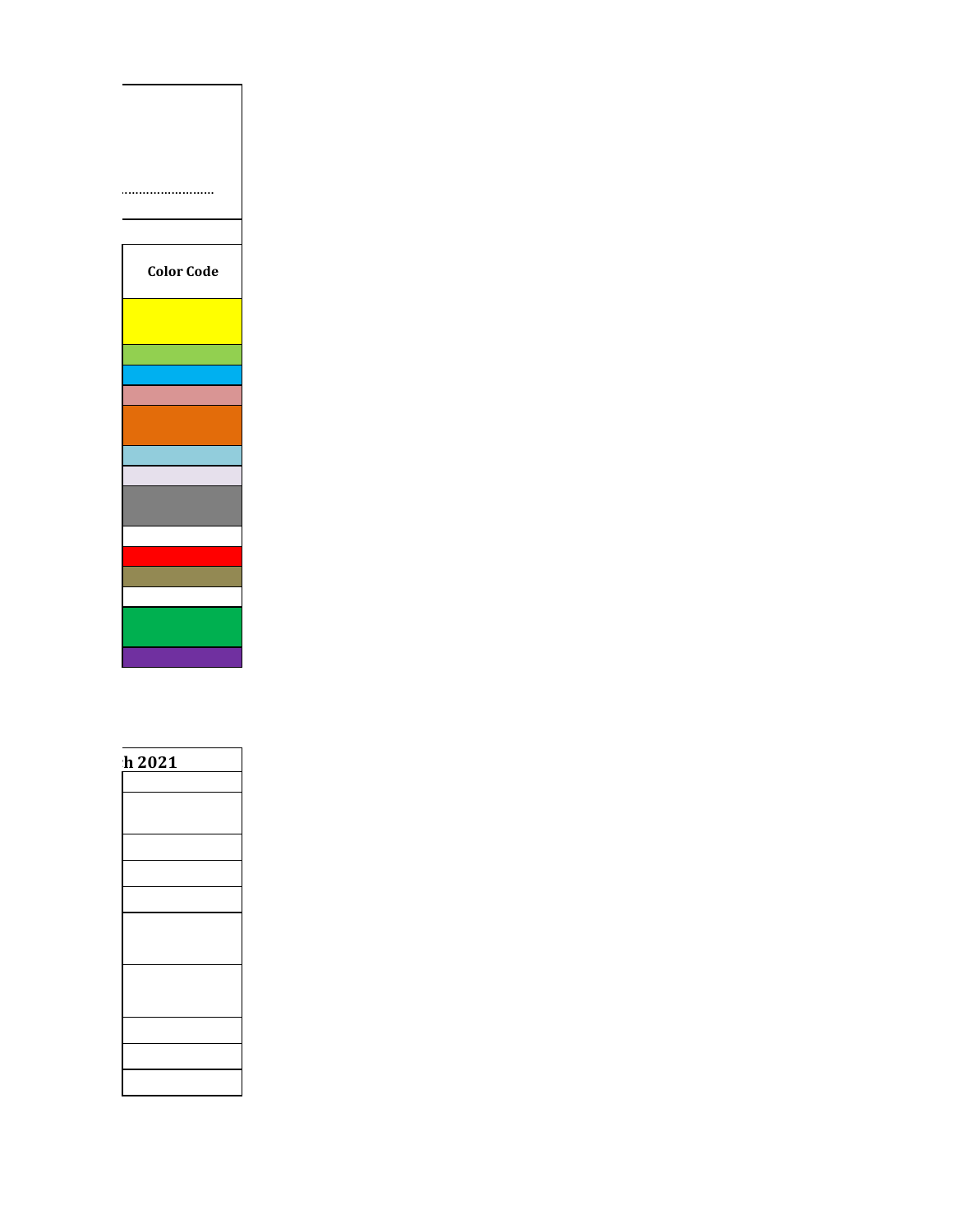..........................

| Color Code |
| --- |
| |
| |
| |
| |
| |
| |
| |
| |
| |
| |
| |
| |
| |
| |

| h 2021 |
| --- |
| |
| |
| |
| |
| |
| |
| |
| |
| |
| |